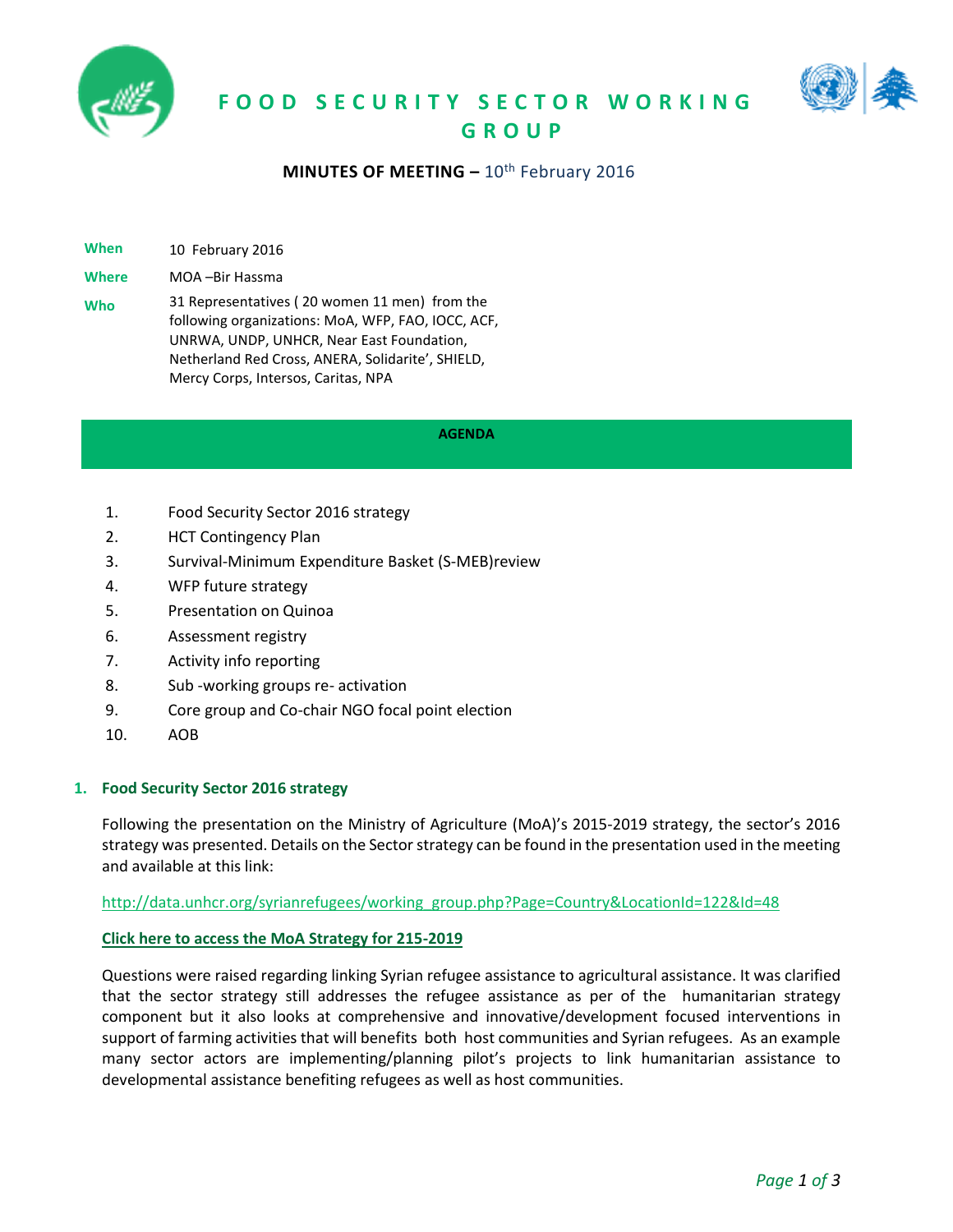# FOOD SECURITY SECTOR WORKING GROUP

**MINUTES OF MEETING –** 10th February 2016

**When** 10 February 2016

**Where** MOA –Bir Hassma

**Who** 31 Representatives ( 20 women 11 men) from the following organizations: MoA, WFP, FAO, IOCC, ACF, UNRWA, UNDP, UNHCR, Near East Foundation, Netherland Red Cross, ANERA, Solidarite', SHIELD, Mercy Corps, Intersos, Caritas, NPA

**AGENDA**

1. Food Security Sector 2016 strategy
2. HCT Contingency Plan
3. Survival-Minimum Expenditure Basket (S-MEB)review
4. WFP future strategy
5. Presentation on Quinoa
6. Assessment registry
7. Activity info reporting
8. Sub -working groups re- activation
9. Core group and Co-chair NGO focal point election
10. AOB

## 1. Food Security Sector 2016 strategy

Following the presentation on the Ministry of Agriculture (MoA)'s 2015-2019 strategy, the sector's 2016 strategy was presented. Details on the Sector strategy can be found in the presentation used in the meeting and available at this link:

http://data.unhcr.org/syrianrefugees/working_group.php?Page=Country&LocationId=122&Id=48

**Click here to access the MoA Strategy for 215-2019**

Questions were raised regarding linking Syrian refugee assistance to agricultural assistance. It was clarified that the sector strategy still addresses the refugee assistance as per of the humanitarian strategy component but it also looks at comprehensive and innovative/development focused interventions in support of farming activities that will benefits both host communities and Syrian refugees. As an example many sector actors are implementing/planning pilot's projects to link humanitarian assistance to developmental assistance benefiting refugees as well as host communities.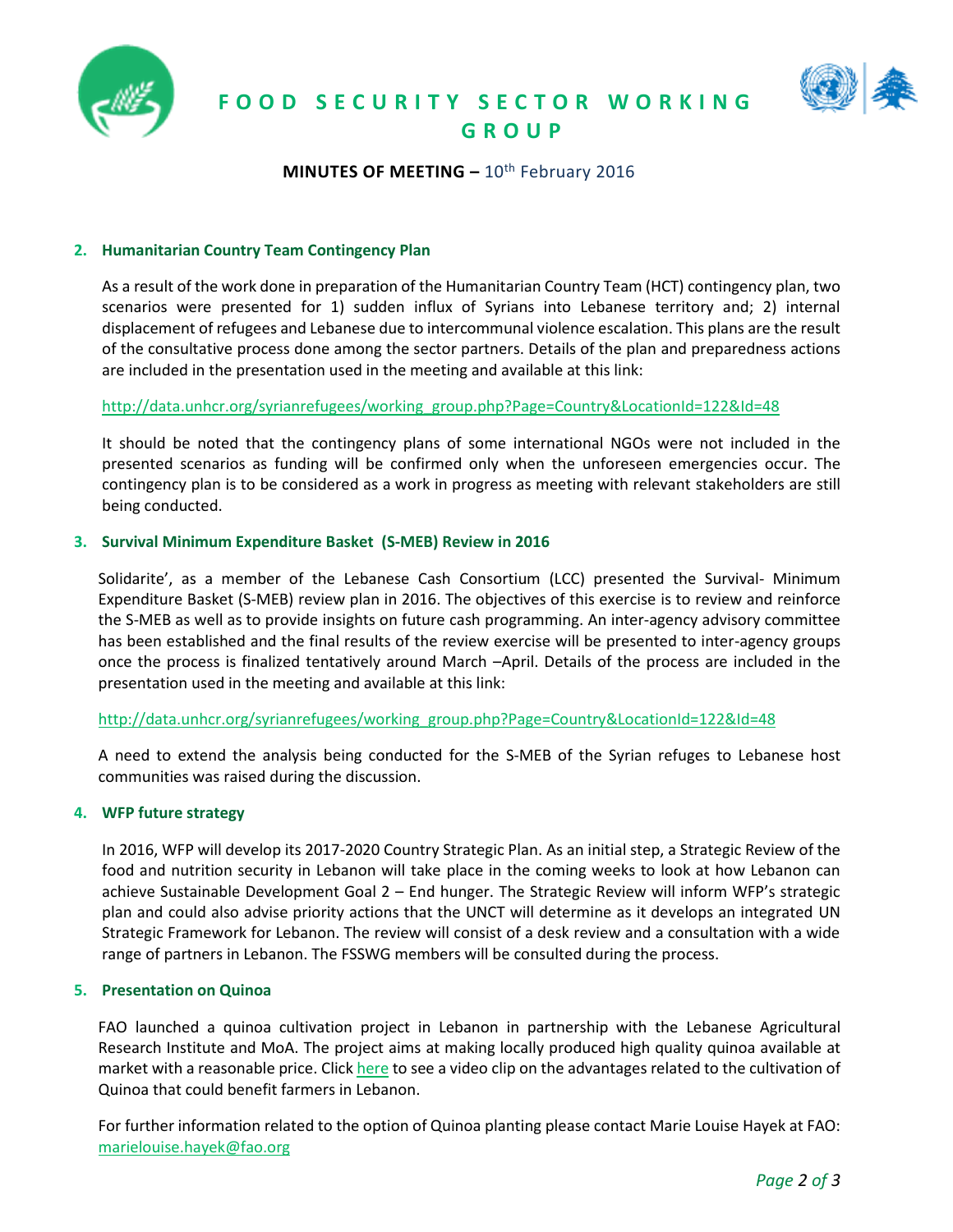# FOOD SECURITY SECTOR WORKING GROUP

**MINUTES OF MEETING –** 10th February 2016

## 2. Humanitarian Country Team Contingency Plan

As a result of the work done in preparation of the Humanitarian Country Team (HCT) contingency plan, two scenarios were presented for 1) sudden influx of Syrians into Lebanese territory and; 2) internal displacement of refugees and Lebanese due to intercommunal violence escalation. This plans are the result of the consultative process done among the sector partners. Details of the plan and preparedness actions are included in the presentation used in the meeting and available at this link:

http://data.unhcr.org/syrianrefugees/working_group.php?Page=Country&LocationId=122&Id=48

It should be noted that the contingency plans of some international NGOs were not included in the presented scenarios as funding will be confirmed only when the unforeseen emergencies occur. The contingency plan is to be considered as a work in progress as meeting with relevant stakeholders are still being conducted.

## 3. Survival Minimum Expenditure Basket (S-MEB) Review in 2016

Solidarite', as a member of the Lebanese Cash Consortium (LCC) presented the Survival- Minimum Expenditure Basket (S-MEB) review plan in 2016. The objectives of this exercise is to review and reinforce the S-MEB as well as to provide insights on future cash programming. An inter-agency advisory committee has been established and the final results of the review exercise will be presented to inter-agency groups once the process is finalized tentatively around March –April. Details of the process are included in the presentation used in the meeting and available at this link:

http://data.unhcr.org/syrianrefugees/working_group.php?Page=Country&LocationId=122&Id=48

A need to extend the analysis being conducted for the S-MEB of the Syrian refuges to Lebanese host communities was raised during the discussion.

## 4. WFP future strategy

In 2016, WFP will develop its 2017-2020 Country Strategic Plan. As an initial step, a Strategic Review of the food and nutrition security in Lebanon will take place in the coming weeks to look at how Lebanon can achieve Sustainable Development Goal 2 – End hunger. The Strategic Review will inform WFP's strategic plan and could also advise priority actions that the UNCT will determine as it develops an integrated UN Strategic Framework for Lebanon. The review will consist of a desk review and a consultation with a wide range of partners in Lebanon. The FSSWG members will be consulted during the process.

## 5. Presentation on Quinoa

FAO launched a quinoa cultivation project in Lebanon in partnership with the Lebanese Agricultural Research Institute and MoA. The project aims at making locally produced high quality quinoa available at market with a reasonable price. Click here to see a video clip on the advantages related to the cultivation of Quinoa that could benefit farmers in Lebanon.

For further information related to the option of Quinoa planting please contact Marie Louise Hayek at FAO: marielouise.hayek@fao.org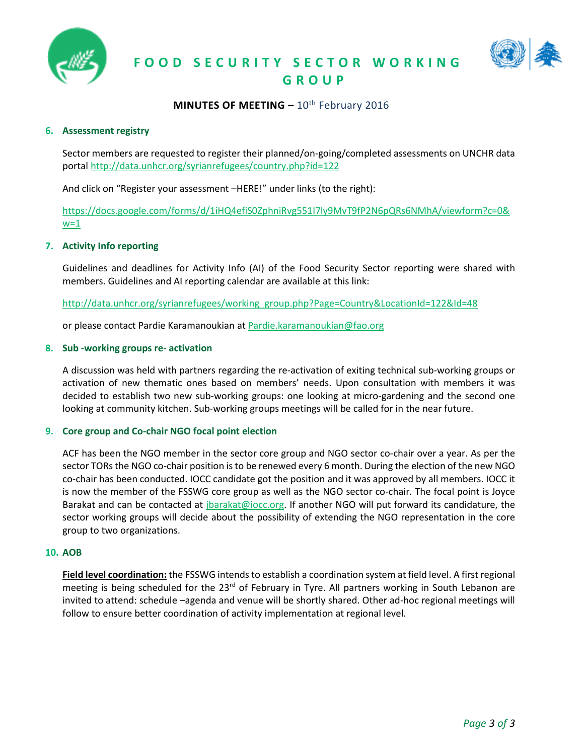# FOOD SECURITY SECTOR WORKING GROUP

**MINUTES OF MEETING –** 10th February 2016

### 6. Assessment registry

Sector members are requested to register their planned/on-going/completed assessments on UNCHR data portal http://data.unhcr.org/syrianrefugees/country.php?id=122

And click on "Register your assessment –HERE!" under links (to the right):

https://docs.google.com/forms/d/1iHQ4efiS0ZphniRvg551I7ly9MvT9fP2N6pQRs6NMhA/viewform?c=0&w=1

### 7. Activity Info reporting

Guidelines and deadlines for Activity Info (AI) of the Food Security Sector reporting were shared with members. Guidelines and AI reporting calendar are available at this link:

http://data.unhcr.org/syrianrefugees/working_group.php?Page=Country&LocationId=122&Id=48

or please contact Pardie Karamanoukian at Pardie.karamanoukian@fao.org

### 8. Sub -working groups re- activation

A discussion was held with partners regarding the re-activation of exiting technical sub-working groups or activation of new thematic ones based on members' needs. Upon consultation with members it was decided to establish two new sub-working groups: one looking at micro-gardening and the second one looking at community kitchen. Sub-working groups meetings will be called for in the near future.

### 9. Core group and Co-chair NGO focal point election

ACF has been the NGO member in the sector core group and NGO sector co-chair over a year. As per the sector TORs the NGO co-chair position is to be renewed every 6 month. During the election of the new NGO co-chair has been conducted. IOCC candidate got the position and it was approved by all members. IOCC it is now the member of the FSSWG core group as well as the NGO sector co-chair. The focal point is Joyce Barakat and can be contacted at jbarakat@iocc.org. If another NGO will put forward its candidature, the sector working groups will decide about the possibility of extending the NGO representation in the core group to two organizations.

### 10. AOB

**Field level coordination:** the FSSWG intends to establish a coordination system at field level. A first regional meeting is being scheduled for the 23rd of February in Tyre. All partners working in South Lebanon are invited to attend: schedule –agenda and venue will be shortly shared. Other ad-hoc regional meetings will follow to ensure better coordination of activity implementation at regional level.